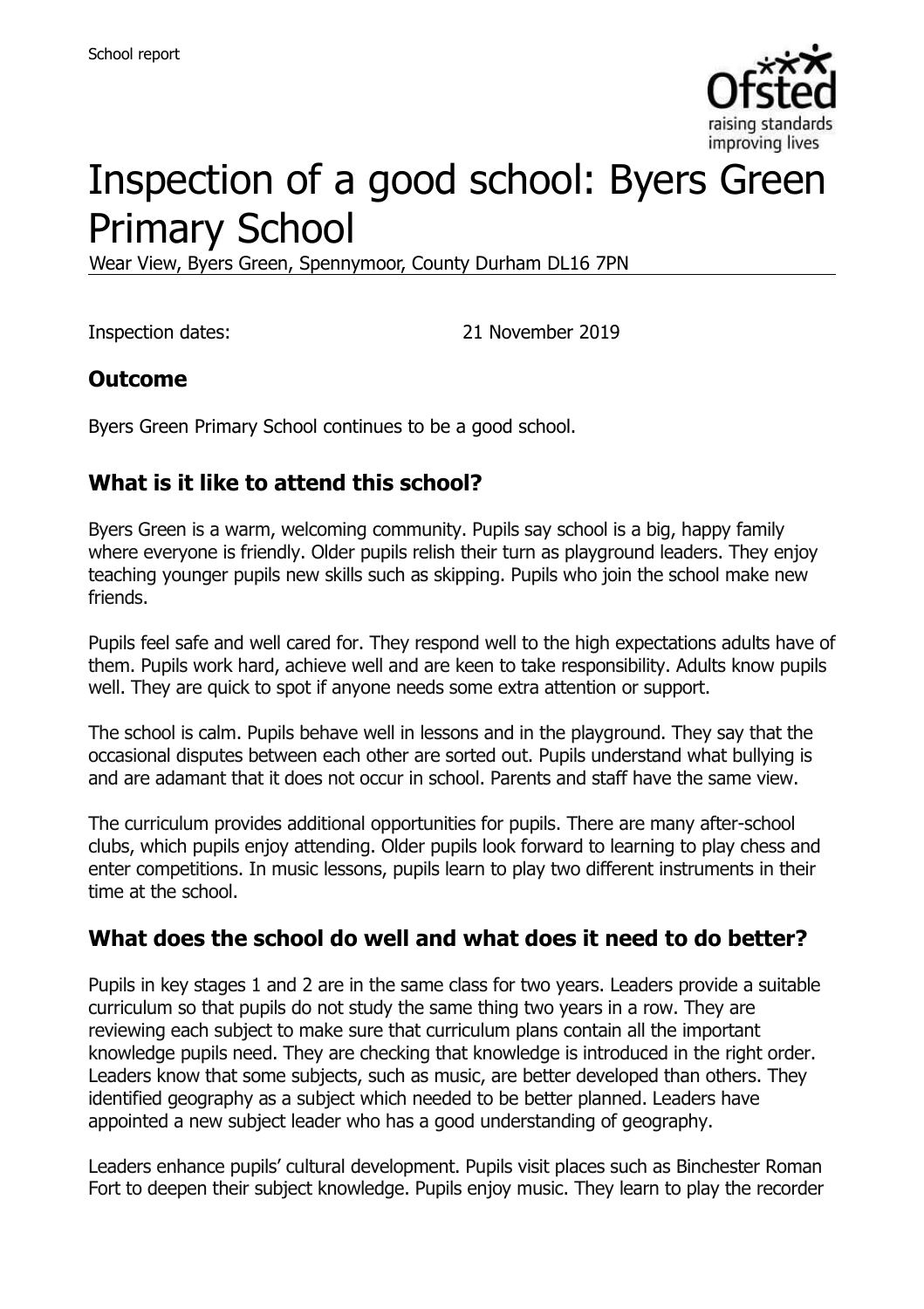School report

# Inspection of a good school: Byers Green Primary School

Wear View, Byers Green, Spennymoor, County Durham DL16 7PN

Inspection dates: 21 November 2019

## Outcome

Byers Green Primary School continues to be a good school.

## What is it like to attend this school?

Byers Green is a warm, welcoming community. Pupils say school is a big, happy family where everyone is friendly. Older pupils relish their turn as playground leaders. They enjoy teaching younger pupils new skills such as skipping. Pupils who join the school make new friends.

Pupils feel safe and well cared for. They respond well to the high expectations adults have of them. Pupils work hard, achieve well and are keen to take responsibility. Adults know pupils well. They are quick to spot if anyone needs some extra attention or support.

The school is calm. Pupils behave well in lessons and in the playground. They say that the occasional disputes between each other are sorted out. Pupils understand what bullying is and are adamant that it does not occur in school. Parents and staff have the same view.

The curriculum provides additional opportunities for pupils. There are many after-school clubs, which pupils enjoy attending. Older pupils look forward to learning to play chess and enter competitions. In music lessons, pupils learn to play two different instruments in their time at the school.

## What does the school do well and what does it need to do better?

Pupils in key stages 1 and 2 are in the same class for two years. Leaders provide a suitable curriculum so that pupils do not study the same thing two years in a row. They are reviewing each subject to make sure that curriculum plans contain all the important knowledge pupils need. They are checking that knowledge is introduced in the right order. Leaders know that some subjects, such as music, are better developed than others. They identified geography as a subject which needed to be better planned. Leaders have appointed a new subject leader who has a good understanding of geography.

Leaders enhance pupils' cultural development. Pupils visit places such as Binchester Roman Fort to deepen their subject knowledge. Pupils enjoy music. They learn to play the recorder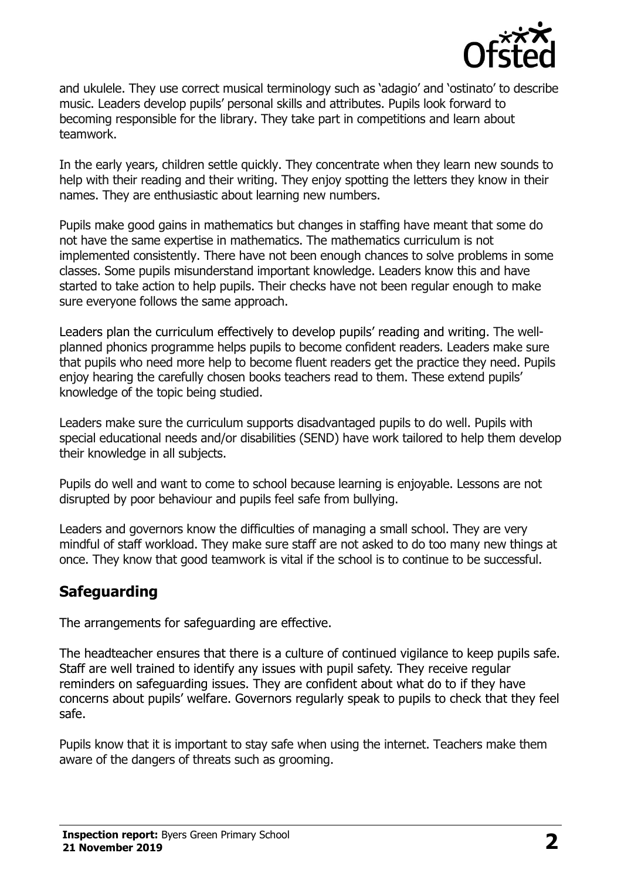and ukulele. They use correct musical terminology such as 'adagio' and 'ostinato' to describe music. Leaders develop pupils' personal skills and attributes. Pupils look forward to becoming responsible for the library. They take part in competitions and learn about teamwork.

In the early years, children settle quickly. They concentrate when they learn new sounds to help with their reading and their writing. They enjoy spotting the letters they know in their names. They are enthusiastic about learning new numbers.

Pupils make good gains in mathematics but changes in staffing have meant that some do not have the same expertise in mathematics. The mathematics curriculum is not implemented consistently. There have not been enough chances to solve problems in some classes. Some pupils misunderstand important knowledge. Leaders know this and have started to take action to help pupils. Their checks have not been regular enough to make sure everyone follows the same approach.

Leaders plan the curriculum effectively to develop pupils' reading and writing. The well-planned phonics programme helps pupils to become confident readers. Leaders make sure that pupils who need more help to become fluent readers get the practice they need. Pupils enjoy hearing the carefully chosen books teachers read to them. These extend pupils' knowledge of the topic being studied.

Leaders make sure the curriculum supports disadvantaged pupils to do well. Pupils with special educational needs and/or disabilities (SEND) have work tailored to help them develop their knowledge in all subjects.

Pupils do well and want to come to school because learning is enjoyable. Lessons are not disrupted by poor behaviour and pupils feel safe from bullying.

Leaders and governors know the difficulties of managing a small school. They are very mindful of staff workload. They make sure staff are not asked to do too many new things at once. They know that good teamwork is vital if the school is to continue to be successful.

## Safeguarding

The arrangements for safeguarding are effective.

The headteacher ensures that there is a culture of continued vigilance to keep pupils safe. Staff are well trained to identify any issues with pupil safety. They receive regular reminders on safeguarding issues. They are confident about what do to if they have concerns about pupils' welfare. Governors regularly speak to pupils to check that they feel safe.

Pupils know that it is important to stay safe when using the internet. Teachers make them aware of the dangers of threats such as grooming.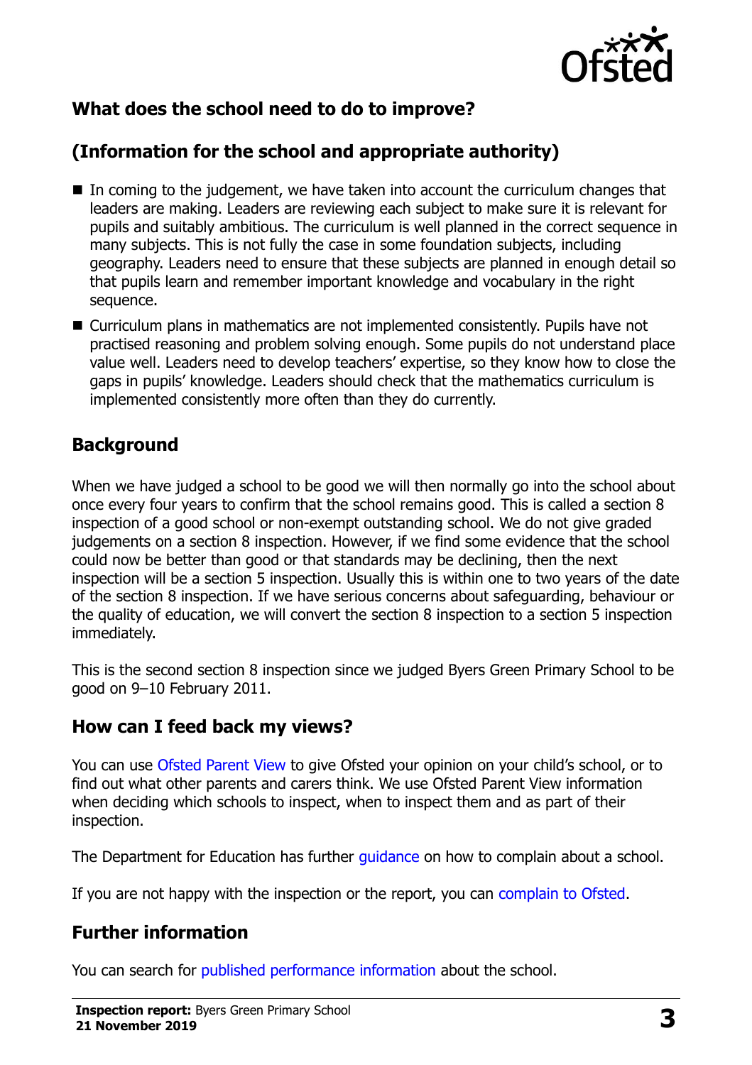## What does the school need to do to improve?

## (Information for the school and appropriate authority)

- In coming to the judgement, we have taken into account the curriculum changes that leaders are making. Leaders are reviewing each subject to make sure it is relevant for pupils and suitably ambitious. The curriculum is well planned in the correct sequence in many subjects. This is not fully the case in some foundation subjects, including geography. Leaders need to ensure that these subjects are planned in enough detail so that pupils learn and remember important knowledge and vocabulary in the right sequence.
- Curriculum plans in mathematics are not implemented consistently. Pupils have not practised reasoning and problem solving enough. Some pupils do not understand place value well. Leaders need to develop teachers' expertise, so they know how to close the gaps in pupils' knowledge. Leaders should check that the mathematics curriculum is implemented consistently more often than they do currently.

## Background

When we have judged a school to be good we will then normally go into the school about once every four years to confirm that the school remains good. This is called a section 8 inspection of a good school or non-exempt outstanding school. We do not give graded judgements on a section 8 inspection. However, if we find some evidence that the school could now be better than good or that standards may be declining, then the next inspection will be a section 5 inspection. Usually this is within one to two years of the date of the section 8 inspection. If we have serious concerns about safeguarding, behaviour or the quality of education, we will convert the section 8 inspection to a section 5 inspection immediately.

This is the second section 8 inspection since we judged Byers Green Primary School to be good on 9–10 February 2011.

## How can I feed back my views?

You can use Ofsted Parent View to give Ofsted your opinion on your child's school, or to find out what other parents and carers think. We use Ofsted Parent View information when deciding which schools to inspect, when to inspect them and as part of their inspection.

The Department for Education has further guidance on how to complain about a school.

If you are not happy with the inspection or the report, you can complain to Ofsted.

## Further information

You can search for published performance information about the school.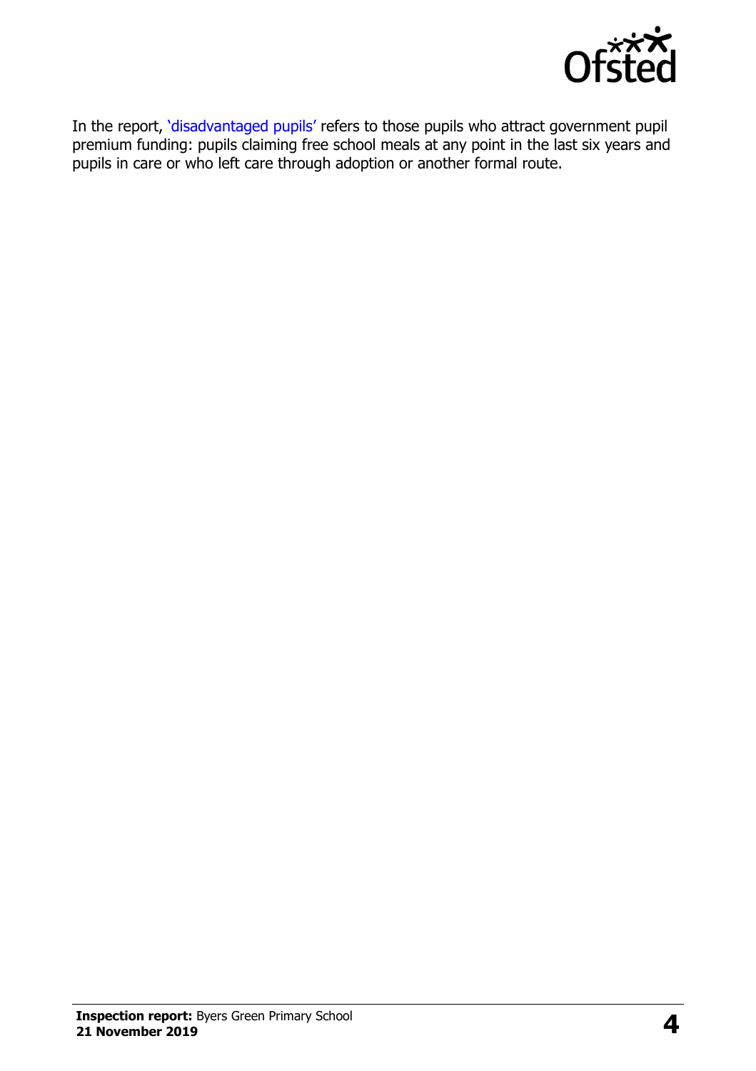In the report, 'disadvantaged pupils' refers to those pupils who attract government pupil premium funding: pupils claiming free school meals at any point in the last six years and pupils in care or who left care through adoption or another formal route.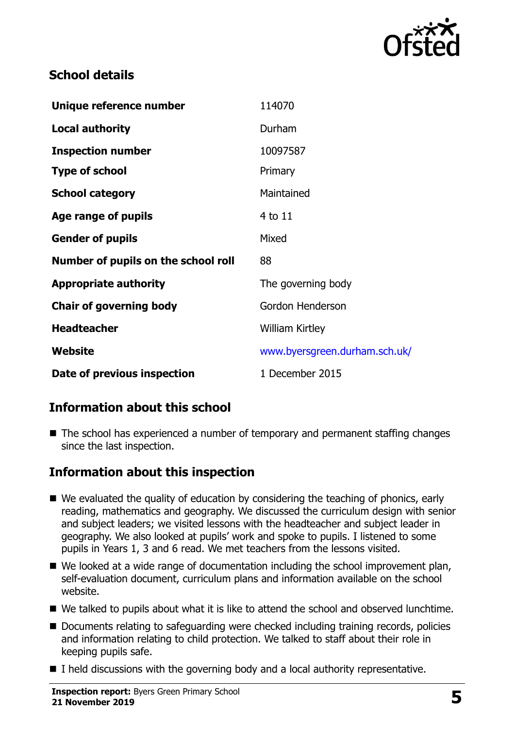## School details

| | |
|---|---|
| **Unique reference number** | 114070 |
| **Local authority** | Durham |
| **Inspection number** | 10097587 |
| **Type of school** | Primary |
| **School category** | Maintained |
| **Age range of pupils** | 4 to 11 |
| **Gender of pupils** | Mixed |
| **Number of pupils on the school roll** | 88 |
| **Appropriate authority** | The governing body |
| **Chair of governing body** | Gordon Henderson |
| **Headteacher** | William Kirtley |
| **Website** | www.byersgreen.durham.sch.uk/ |
| **Date of previous inspection** | 1 December 2015 |

## Information about this school

- The school has experienced a number of temporary and permanent staffing changes since the last inspection.

## Information about this inspection

- We evaluated the quality of education by considering the teaching of phonics, early reading, mathematics and geography. We discussed the curriculum design with senior and subject leaders; we visited lessons with the headteacher and subject leader in geography. We also looked at pupils' work and spoke to pupils. I listened to some pupils in Years 1, 3 and 6 read. We met teachers from the lessons visited.
- We looked at a wide range of documentation including the school improvement plan, self-evaluation document, curriculum plans and information available on the school website.
- We talked to pupils about what it is like to attend the school and observed lunchtime.
- Documents relating to safeguarding were checked including training records, policies and information relating to child protection. We talked to staff about their role in keeping pupils safe.
- I held discussions with the governing body and a local authority representative.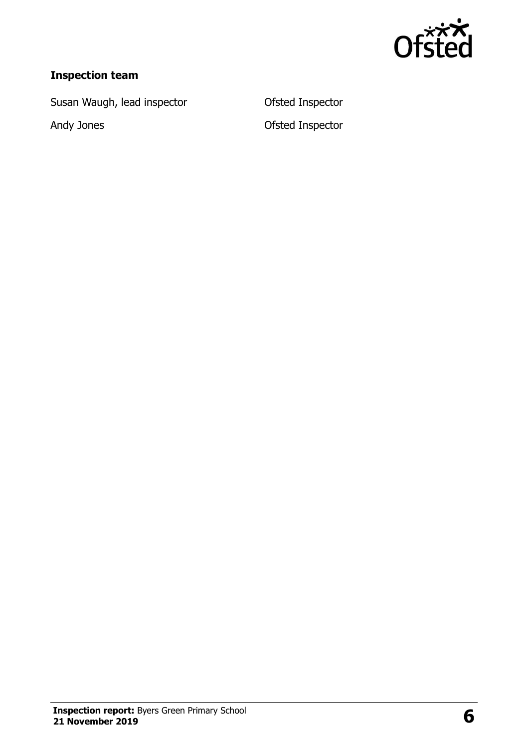### Inspection team

| | |
|---|---|
| Susan Waugh, lead inspector | Ofsted Inspector |
| Andy Jones | Ofsted Inspector |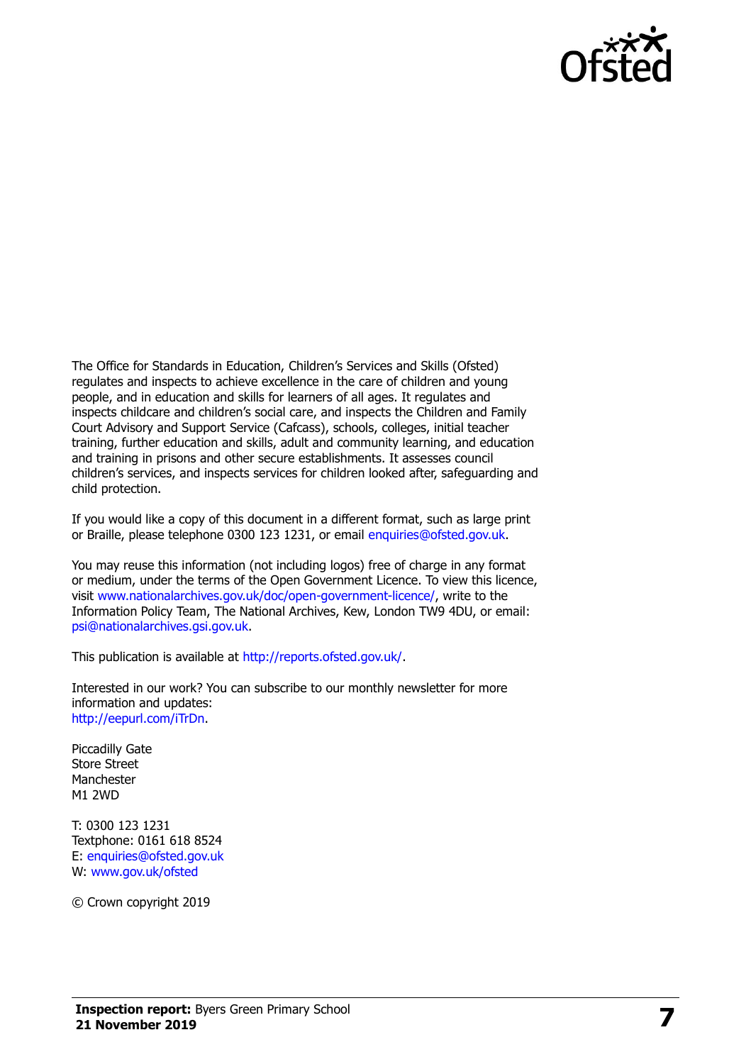The Office for Standards in Education, Children's Services and Skills (Ofsted) regulates and inspects to achieve excellence in the care of children and young people, and in education and skills for learners of all ages. It regulates and inspects childcare and children's social care, and inspects the Children and Family Court Advisory and Support Service (Cafcass), schools, colleges, initial teacher training, further education and skills, adult and community learning, and education and training in prisons and other secure establishments. It assesses council children's services, and inspects services for children looked after, safeguarding and child protection.

If you would like a copy of this document in a different format, such as large print or Braille, please telephone 0300 123 1231, or email enquiries@ofsted.gov.uk.

You may reuse this information (not including logos) free of charge in any format or medium, under the terms of the Open Government Licence. To view this licence, visit www.nationalarchives.gov.uk/doc/open-government-licence/, write to the Information Policy Team, The National Archives, Kew, London TW9 4DU, or email: psi@nationalarchives.gsi.gov.uk.

This publication is available at http://reports.ofsted.gov.uk/.

Interested in our work? You can subscribe to our monthly newsletter for more information and updates: http://eepurl.com/iTrDn.

Piccadilly Gate
Store Street
Manchester
M1 2WD

T: 0300 123 1231
Textphone: 0161 618 8524
E: enquiries@ofsted.gov.uk
W: www.gov.uk/ofsted

© Crown copyright 2019